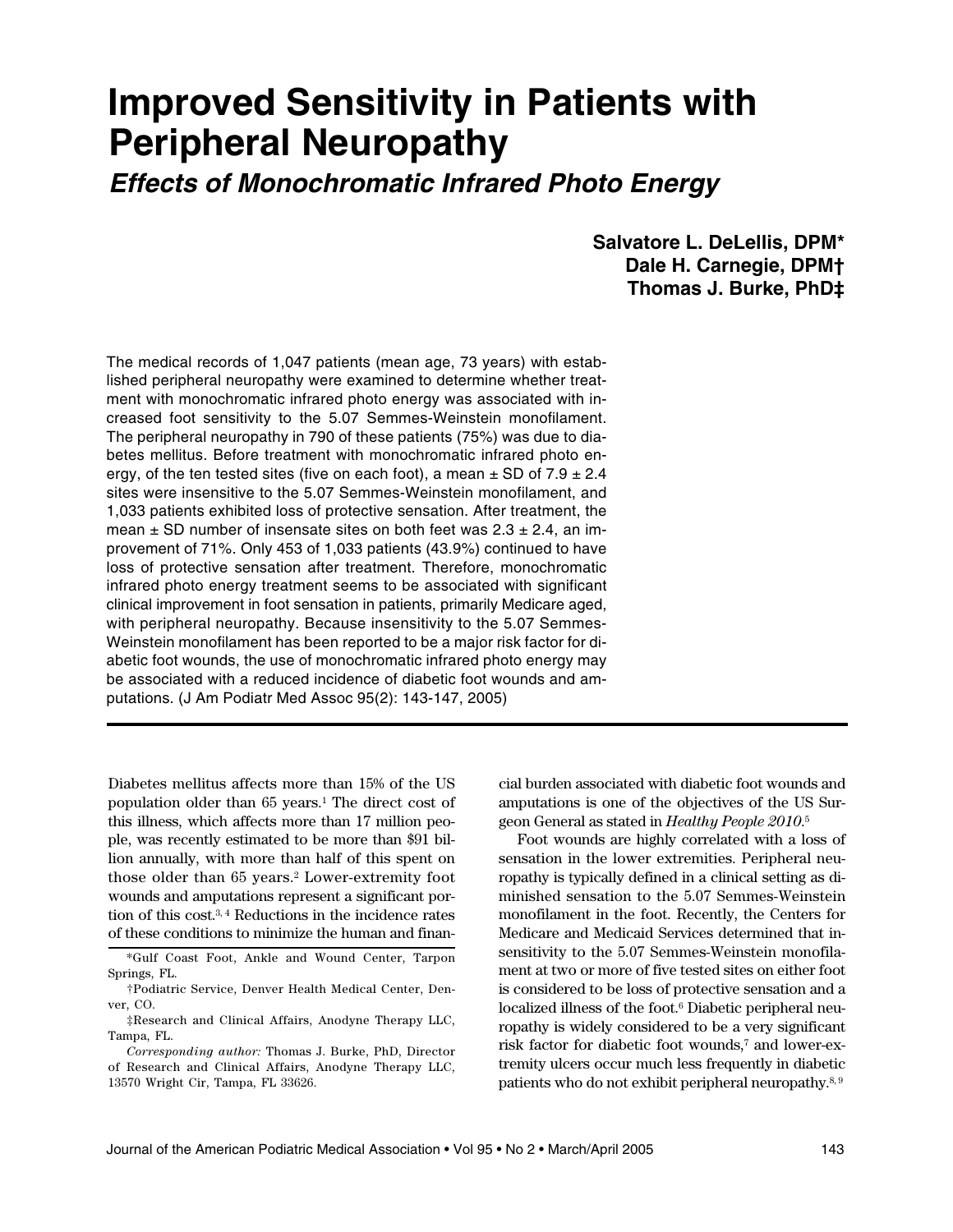# Improved Sensitivity in Patients with Peripheral Neuropathy

## *Effects of Monochromatic Infrared Photo Energy*

**Salvatore L. DeLellis, DPM\***
**Dale H. Carnegie, DPM†**
**Thomas J. Burke, PhD‡**

The medical records of 1,047 patients (mean age, 73 years) with established peripheral neuropathy were examined to determine whether treatment with monochromatic infrared photo energy was associated with increased foot sensitivity to the 5.07 Semmes-Weinstein monofilament. The peripheral neuropathy in 790 of these patients (75%) was due to diabetes mellitus. Before treatment with monochromatic infrared photo energy, of the ten tested sites (five on each foot), a mean ± SD of 7.9 ± 2.4 sites were insensitive to the 5.07 Semmes-Weinstein monofilament, and 1,033 patients exhibited loss of protective sensation. After treatment, the mean ± SD number of insensate sites on both feet was 2.3 ± 2.4, an improvement of 71%. Only 453 of 1,033 patients (43.9%) continued to have loss of protective sensation after treatment. Therefore, monochromatic infrared photo energy treatment seems to be associated with significant clinical improvement in foot sensation in patients, primarily Medicare aged, with peripheral neuropathy. Because insensitivity to the 5.07 Semmes-Weinstein monofilament has been reported to be a major risk factor for diabetic foot wounds, the use of monochromatic infrared photo energy may be associated with a reduced incidence of diabetic foot wounds and amputations. (J Am Podiatr Med Assoc 95(2): 143-147, 2005)

Diabetes mellitus affects more than 15% of the US population older than 65 years.[1] The direct cost of this illness, which affects more than 17 million people, was recently estimated to be more than $91 billion annually, with more than half of this spent on those older than 65 years.[2] Lower-extremity foot wounds and amputations represent a significant portion of this cost.[3, 4] Reductions in the incidence rates of these conditions to minimize the human and financial burden associated with diabetic foot wounds and amputations is one of the objectives of the US Surgeon General as stated in *Healthy People 2010*.[5]

Foot wounds are highly correlated with a loss of sensation in the lower extremities. Peripheral neuropathy is typically defined in a clinical setting as diminished sensation to the 5.07 Semmes-Weinstein monofilament in the foot. Recently, the Centers for Medicare and Medicaid Services determined that insensitivity to the 5.07 Semmes-Weinstein monofilament at two or more of five tested sites on either foot is considered to be loss of protective sensation and a localized illness of the foot.[6] Diabetic peripheral neuropathy is widely considered to be a very significant risk factor for diabetic foot wounds,[7] and lower-extremity ulcers occur much less frequently in diabetic patients who do not exhibit peripheral neuropathy.[8, 9]

\*Gulf Coast Foot, Ankle and Wound Center, Tarpon Springs, FL.

†Podiatric Service, Denver Health Medical Center, Denver, CO.

‡Research and Clinical Affairs, Anodyne Therapy LLC, Tampa, FL.

*Corresponding author:* Thomas J. Burke, PhD, Director of Research and Clinical Affairs, Anodyne Therapy LLC, 13570 Wright Cir, Tampa, FL 33626.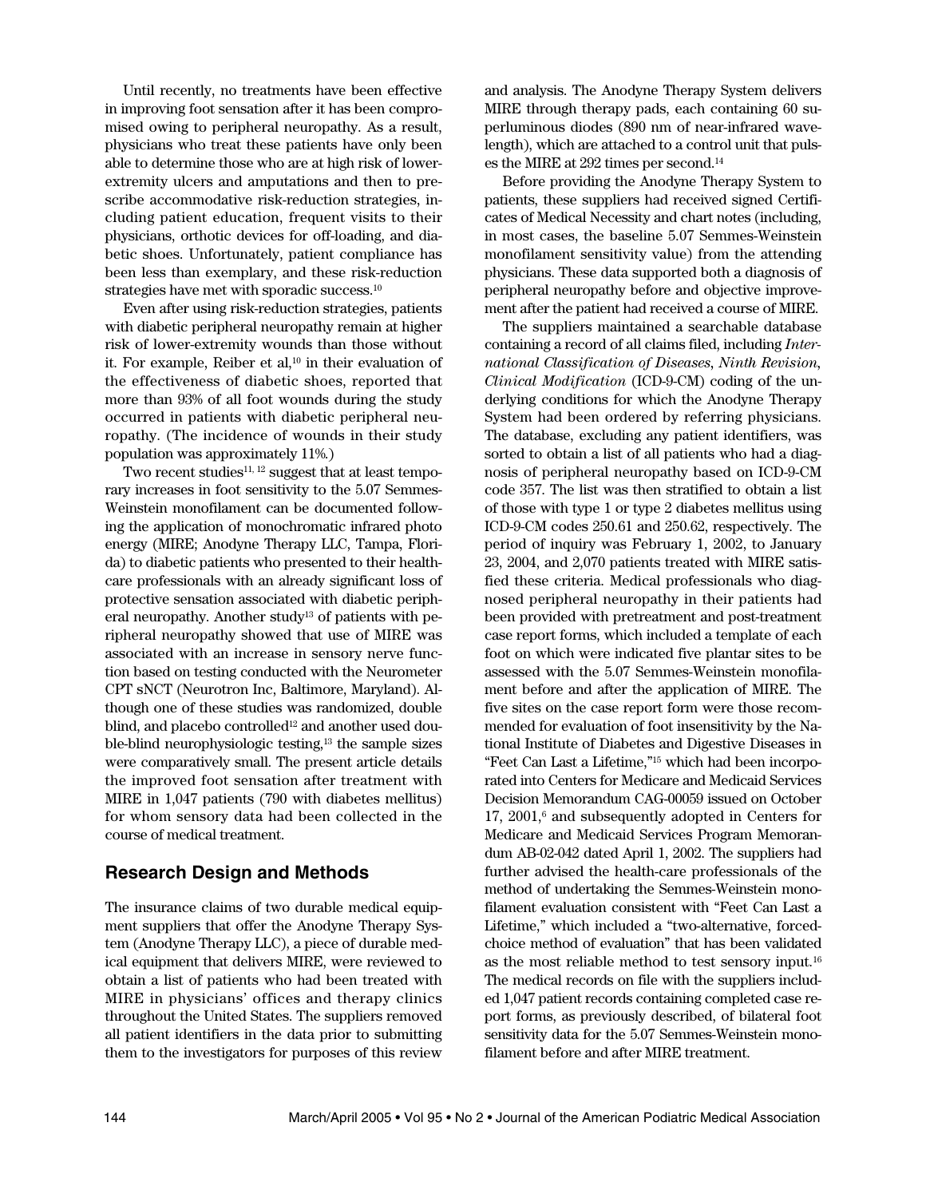Until recently, no treatments have been effective in improving foot sensation after it has been compromised owing to peripheral neuropathy. As a result, physicians who treat these patients have only been able to determine those who are at high risk of lower-extremity ulcers and amputations and then to prescribe accommodative risk-reduction strategies, including patient education, frequent visits to their physicians, orthotic devices for off-loading, and diabetic shoes. Unfortunately, patient compliance has been less than exemplary, and these risk-reduction strategies have met with sporadic success.[10]

Even after using risk-reduction strategies, patients with diabetic peripheral neuropathy remain at higher risk of lower-extremity wounds than those without it. For example, Reiber et al,[10] in their evaluation of the effectiveness of diabetic shoes, reported that more than 93% of all foot wounds during the study occurred in patients with diabetic peripheral neuropathy. (The incidence of wounds in their study population was approximately 11%.)

Two recent studies[11, 12] suggest that at least temporary increases in foot sensitivity to the 5.07 Semmes-Weinstein monofilament can be documented following the application of monochromatic infrared photo energy (MIRE; Anodyne Therapy LLC, Tampa, Florida) to diabetic patients who presented to their health-care professionals with an already significant loss of protective sensation associated with diabetic peripheral neuropathy. Another study[13] of patients with peripheral neuropathy showed that use of MIRE was associated with an increase in sensory nerve function based on testing conducted with the Neurometer CPT sNCT (Neurotron Inc, Baltimore, Maryland). Although one of these studies was randomized, double blind, and placebo controlled[12] and another used double-blind neurophysiologic testing,[13] the sample sizes were comparatively small. The present article details the improved foot sensation after treatment with MIRE in 1,047 patients (790 with diabetes mellitus) for whom sensory data had been collected in the course of medical treatment.

## Research Design and Methods

The insurance claims of two durable medical equipment suppliers that offer the Anodyne Therapy System (Anodyne Therapy LLC), a piece of durable medical equipment that delivers MIRE, were reviewed to obtain a list of patients who had been treated with MIRE in physicians' offices and therapy clinics throughout the United States. The suppliers removed all patient identifiers in the data prior to submitting them to the investigators for purposes of this review and analysis. The Anodyne Therapy System delivers MIRE through therapy pads, each containing 60 superluminous diodes (890 nm of near-infrared wavelength), which are attached to a control unit that pulses the MIRE at 292 times per second.[14]

Before providing the Anodyne Therapy System to patients, these suppliers had received signed Certificates of Medical Necessity and chart notes (including, in most cases, the baseline 5.07 Semmes-Weinstein monofilament sensitivity value) from the attending physicians. These data supported both a diagnosis of peripheral neuropathy before and objective improvement after the patient had received a course of MIRE.

The suppliers maintained a searchable database containing a record of all claims filed, including *International Classification of Diseases, Ninth Revision, Clinical Modification* (ICD-9-CM) coding of the underlying conditions for which the Anodyne Therapy System had been ordered by referring physicians. The database, excluding any patient identifiers, was sorted to obtain a list of all patients who had a diagnosis of peripheral neuropathy based on ICD-9-CM code 357. The list was then stratified to obtain a list of those with type 1 or type 2 diabetes mellitus using ICD-9-CM codes 250.61 and 250.62, respectively. The period of inquiry was February 1, 2002, to January 23, 2004, and 2,070 patients treated with MIRE satisfied these criteria. Medical professionals who diagnosed peripheral neuropathy in their patients had been provided with pretreatment and post-treatment case report forms, which included a template of each foot on which were indicated five plantar sites to be assessed with the 5.07 Semmes-Weinstein monofilament before and after the application of MIRE. The five sites on the case report form were those recommended for evaluation of foot insensitivity by the National Institute of Diabetes and Digestive Diseases in "Feet Can Last a Lifetime,"[15] which had been incorporated into Centers for Medicare and Medicaid Services Decision Memorandum CAG-00059 issued on October 17, 2001,[6] and subsequently adopted in Centers for Medicare and Medicaid Services Program Memorandum AB-02-042 dated April 1, 2002. The suppliers had further advised the health-care professionals of the method of undertaking the Semmes-Weinstein monofilament evaluation consistent with "Feet Can Last a Lifetime," which included a "two-alternative, forced-choice method of evaluation" that has been validated as the most reliable method to test sensory input.[16] The medical records on file with the suppliers included 1,047 patient records containing completed case report forms, as previously described, of bilateral foot sensitivity data for the 5.07 Semmes-Weinstein monofilament before and after MIRE treatment.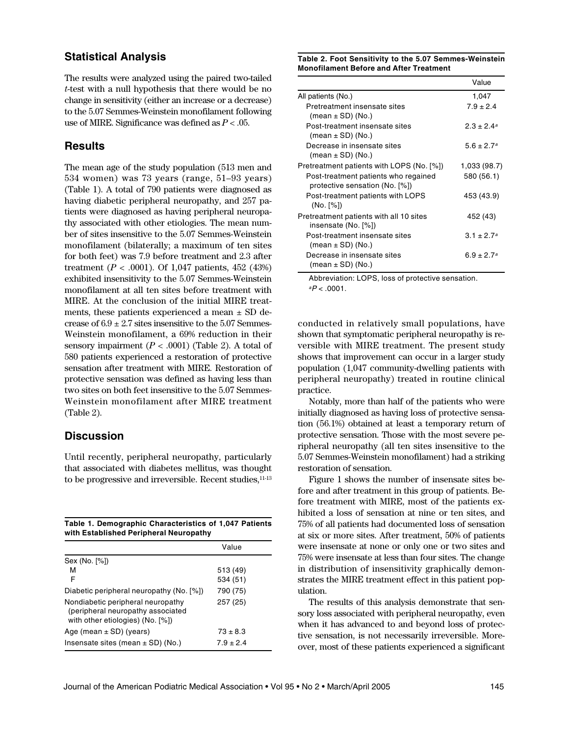## Statistical Analysis

The results were analyzed using the paired two-tailed *t*-test with a null hypothesis that there would be no change in sensitivity (either an increase or a decrease) to the 5.07 Semmes-Weinstein monofilament following use of MIRE. Significance was defined as $P < .05$.

## Results

The mean age of the study population (513 men and 534 women) was 73 years (range, 51–93 years) (Table 1). A total of 790 patients were diagnosed as having diabetic peripheral neuropathy, and 257 patients were diagnosed as having peripheral neuropathy associated with other etiologies. The mean number of sites insensitive to the 5.07 Semmes-Weinstein monofilament (bilaterally; a maximum of ten sites for both feet) was 7.9 before treatment and 2.3 after treatment ($P < .0001$). Of 1,047 patients, 452 (43%) exhibited insensitivity to the 5.07 Semmes-Weinstein monofilament at all ten sites before treatment with MIRE. At the conclusion of the initial MIRE treatments, these patients experienced a mean ± SD decrease of 6.9 ± 2.7 sites insensitive to the 5.07 Semmes-Weinstein monofilament, a 69% reduction in their sensory impairment ($P < .0001$) (Table 2). A total of 580 patients experienced a restoration of protective sensation after treatment with MIRE. Restoration of protective sensation was defined as having less than two sites on both feet insensitive to the 5.07 Semmes-Weinstein monofilament after MIRE treatment (Table 2).

**Table 2. Foot Sensitivity to the 5.07 Semmes-Weinstein Monofilament Before and After Treatment**

| | Value |
|---|---|
| All patients (No.) | 1,047 |
| Pretreatment insensate sites (mean ± SD) (No.) | 7.9 ± 2.4 |
| Post-treatment insensate sites (mean ± SD) (No.) | 2.3 ± 2.4[a] |
| Decrease in insensate sites (mean ± SD) (No.) | 5.6 ± 2.7[a] |
| Pretreatment patients with LOPS (No. [%]) | 1,033 (98.7) |
| Post-treatment patients who regained protective sensation (No. [%]) | 580 (56.1) |
| Post-treatment patients with LOPS (No. [%]) | 453 (43.9) |
| Pretreatment patients with all 10 sites insensate (No. [%]) | 452 (43) |
| Post-treatment insensate sites (mean ± SD) (No.) | 3.1 ± 2.7[a] |
| Decrease in insensate sites (mean ± SD) (No.) | 6.9 ± 2.7[a] |

Abbreviation: LOPS, loss of protective sensation.
[a] $P < .0001$.

## Discussion

Until recently, peripheral neuropathy, particularly that associated with diabetes mellitus, was thought to be progressive and irreversible. Recent studies,[11-13] conducted in relatively small populations, have shown that symptomatic peripheral neuropathy is reversible with MIRE treatment. The present study shows that improvement can occur in a larger study population (1,047 community-dwelling patients with peripheral neuropathy) treated in routine clinical practice.

Notably, more than half of the patients who were initially diagnosed as having loss of protective sensation (56.1%) obtained at least a temporary return of protective sensation. Those with the most severe peripheral neuropathy (all ten sites insensitive to the 5.07 Semmes-Weinstein monofilament) had a striking restoration of sensation.

Figure 1 shows the number of insensate sites before and after treatment in this group of patients. Before treatment with MIRE, most of the patients exhibited a loss of sensation at nine or ten sites, and 75% of all patients had documented loss of sensation at six or more sites. After treatment, 50% of patients were insensate at none or only one or two sites and 75% were insensate at less than four sites. The change in distribution of insensitivity graphically demonstrates the MIRE treatment effect in this patient population.

The results of this analysis demonstrate that sensory loss associated with peripheral neuropathy, even when it has advanced to and beyond loss of protective sensation, is not necessarily irreversible. Moreover, most of these patients experienced a significant

**Table 1. Demographic Characteristics of 1,047 Patients with Established Peripheral Neuropathy**

| | Value |
|---|---|
| Sex (No. [%]) | |
| M | 513 (49) |
| F | 534 (51) |
| Diabetic peripheral neuropathy (No. [%]) | 790 (75) |
| Nondiabetic peripheral neuropathy (peripheral neuropathy associated with other etiologies) (No. [%]) | 257 (25) |
| Age (mean ± SD) (years) | 73 ± 8.3 |
| Insensate sites (mean ± SD) (No.) | 7.9 ± 2.4 |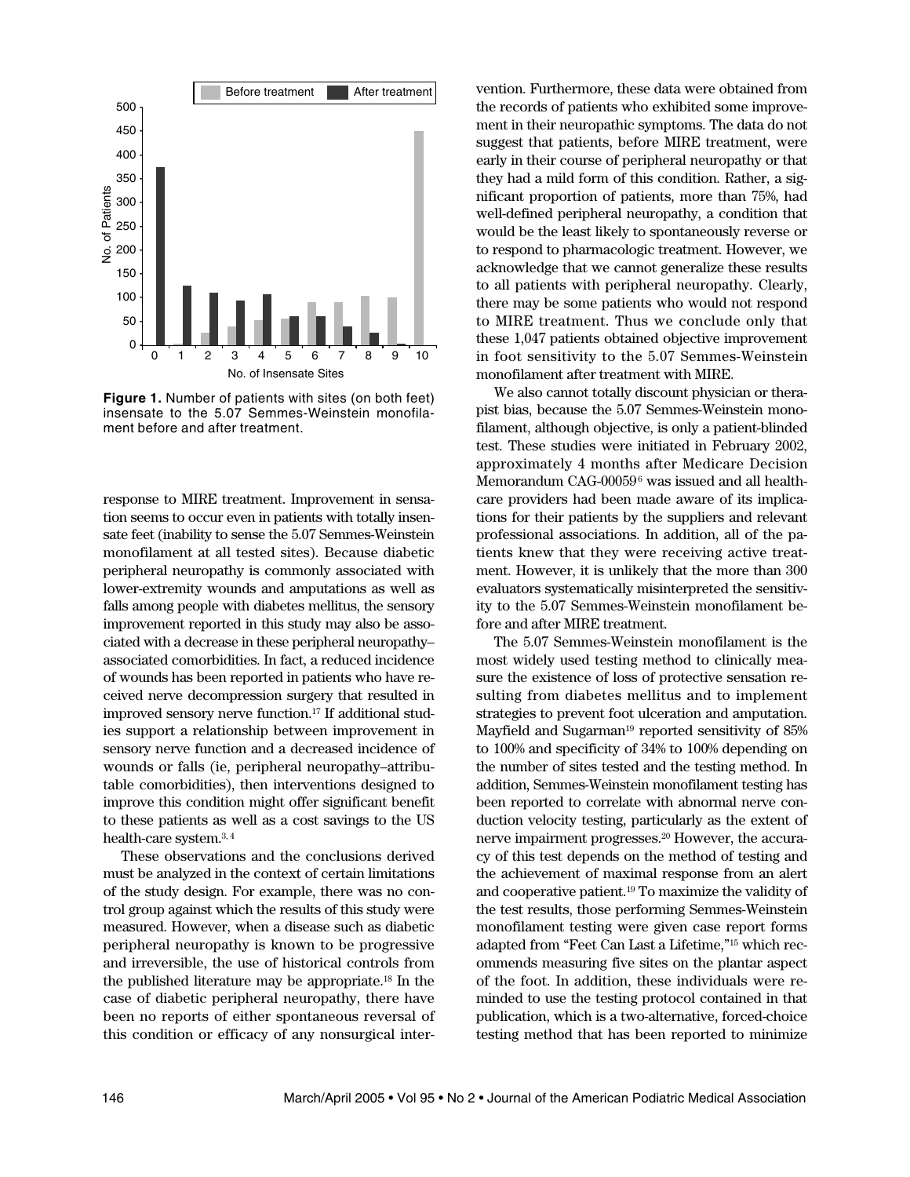**Figure 1.** Number of patients with sites (on both feet) insensate to the 5.07 Semmes-Weinstein monofilament before and after treatment.

response to MIRE treatment. Improvement in sensation seems to occur even in patients with totally insensate feet (inability to sense the 5.07 Semmes-Weinstein monofilament at all tested sites). Because diabetic peripheral neuropathy is commonly associated with lower-extremity wounds and amputations as well as falls among people with diabetes mellitus, the sensory improvement reported in this study may also be associated with a decrease in these peripheral neuropathy–associated comorbidities. In fact, a reduced incidence of wounds has been reported in patients who have received nerve decompression surgery that resulted in improved sensory nerve function.[17] If additional studies support a relationship between improvement in sensory nerve function and a decreased incidence of wounds or falls (ie, peripheral neuropathy–attributable comorbidities), then interventions designed to improve this condition might offer significant benefit to these patients as well as a cost savings to the US health-care system.[3, 4]

These observations and the conclusions derived must be analyzed in the context of certain limitations of the study design. For example, there was no control group against which the results of this study were measured. However, when a disease such as diabetic peripheral neuropathy is known to be progressive and irreversible, the use of historical controls from the published literature may be appropriate.[18] In the case of diabetic peripheral neuropathy, there have been no reports of either spontaneous reversal of this condition or efficacy of any nonsurgical intervention. Furthermore, these data were obtained from the records of patients who exhibited some improvement in their neuropathic symptoms. The data do not suggest that patients, before MIRE treatment, were early in their course of peripheral neuropathy or that they had a mild form of this condition. Rather, a significant proportion of patients, more than 75%, had well-defined peripheral neuropathy, a condition that would be the least likely to spontaneously reverse or to respond to pharmacologic treatment. However, we acknowledge that we cannot generalize these results to all patients with peripheral neuropathy. Clearly, there may be some patients who would not respond to MIRE treatment. Thus we conclude only that these 1,047 patients obtained objective improvement in foot sensitivity to the 5.07 Semmes-Weinstein monofilament after treatment with MIRE.

We also cannot totally discount physician or therapist bias, because the 5.07 Semmes-Weinstein monofilament, although objective, is only a patient-blinded test. These studies were initiated in February 2002, approximately 4 months after Medicare Decision Memorandum CAG-00059[6] was issued and all health-care providers had been made aware of its implications for their patients by the suppliers and relevant professional associations. In addition, all of the patients knew that they were receiving active treatment. However, it is unlikely that the more than 300 evaluators systematically misinterpreted the sensitivity to the 5.07 Semmes-Weinstein monofilament before and after MIRE treatment.

The 5.07 Semmes-Weinstein monofilament is the most widely used testing method to clinically measure the existence of loss of protective sensation resulting from diabetes mellitus and to implement strategies to prevent foot ulceration and amputation. Mayfield and Sugarman[19] reported sensitivity of 85% to 100% and specificity of 34% to 100% depending on the number of sites tested and the testing method. In addition, Semmes-Weinstein monofilament testing has been reported to correlate with abnormal nerve conduction velocity testing, particularly as the extent of nerve impairment progresses.[20] However, the accuracy of this test depends on the method of testing and the achievement of maximal response from an alert and cooperative patient.[19] To maximize the validity of the test results, those performing Semmes-Weinstein monofilament testing were given case report forms adapted from "Feet Can Last a Lifetime,"[15] which recommends measuring five sites on the plantar aspect of the foot. In addition, these individuals were reminded to use the testing protocol contained in that publication, which is a two-alternative, forced-choice testing method that has been reported to minimize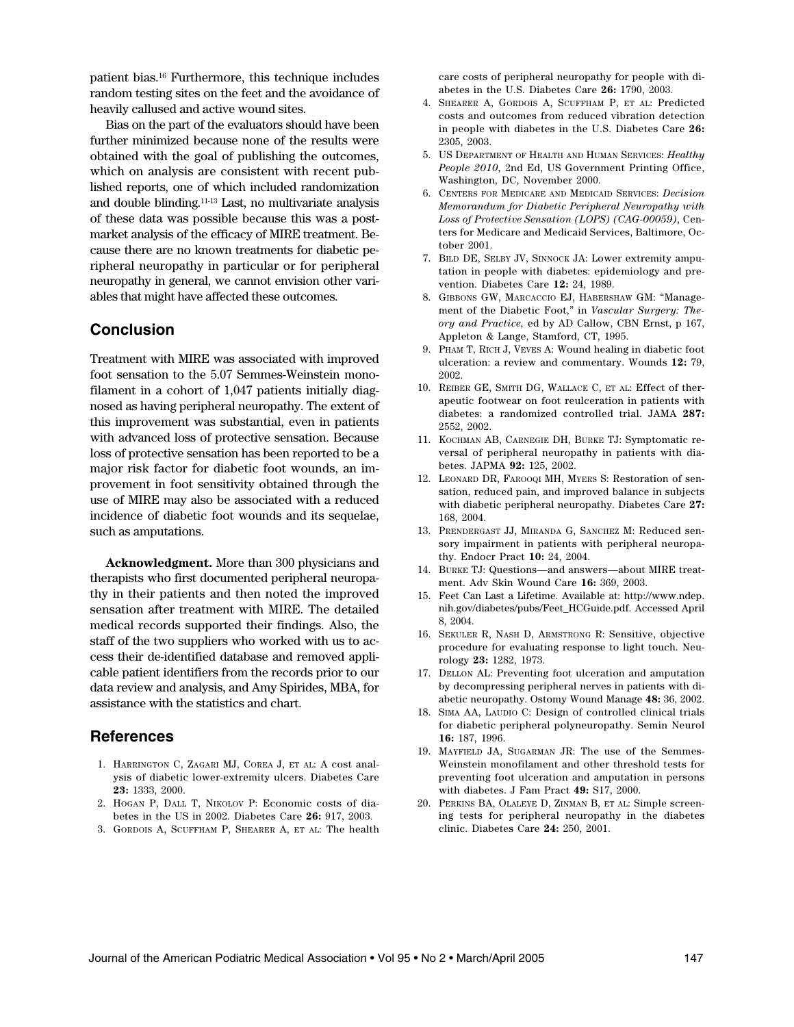patient bias.[16] Furthermore, this technique includes random testing sites on the feet and the avoidance of heavily callused and active wound sites.

Bias on the part of the evaluators should have been further minimized because none of the results were obtained with the goal of publishing the outcomes, which on analysis are consistent with recent published reports, one of which included randomization and double blinding.[11-13] Last, no multivariate analysis of these data was possible because this was a postmarket analysis of the efficacy of MIRE treatment. Because there are no known treatments for diabetic peripheral neuropathy in particular or for peripheral neuropathy in general, we cannot envision other variables that might have affected these outcomes.

## Conclusion

Treatment with MIRE was associated with improved foot sensation to the 5.07 Semmes-Weinstein monofilament in a cohort of 1,047 patients initially diagnosed as having peripheral neuropathy. The extent of this improvement was substantial, even in patients with advanced loss of protective sensation. Because loss of protective sensation has been reported to be a major risk factor for diabetic foot wounds, an improvement in foot sensitivity obtained through the use of MIRE may also be associated with a reduced incidence of diabetic foot wounds and its sequelae, such as amputations.

**Acknowledgment.** More than 300 physicians and therapists who first documented peripheral neuropathy in their patients and then noted the improved sensation after treatment with MIRE. The detailed medical records supported their findings. Also, the staff of the two suppliers who worked with us to access their de-identified database and removed applicable patient identifiers from the records prior to our data review and analysis, and Amy Spirides, MBA, for assistance with the statistics and chart.

## References

1. Harrington C, Zagari MJ, Corea J, et al: A cost analysis of diabetic lower-extremity ulcers. Diabetes Care **23:** 1333, 2000.
2. Hogan P, Dall T, Nikolov P: Economic costs of diabetes in the US in 2002. Diabetes Care **26:** 917, 2003.
3. Gordois A, Scuffham P, Shearer A, et al: The health care costs of peripheral neuropathy for people with diabetes in the U.S. Diabetes Care **26:** 1790, 2003.
4. Shearer A, Gordois A, Scuffham P, et al: Predicted costs and outcomes from reduced vibration detection in people with diabetes in the U.S. Diabetes Care **26:** 2305, 2003.
5. US Department of Health and Human Services: *Healthy People 2010*, 2nd Ed, US Government Printing Office, Washington, DC, November 2000.
6. Centers for Medicare and Medicaid Services: *Decision Memorandum for Diabetic Peripheral Neuropathy with Loss of Protective Sensation (LOPS) (CAG-00059)*, Centers for Medicare and Medicaid Services, Baltimore, October 2001.
7. Bild DE, Selby JV, Sinnock JA: Lower extremity amputation in people with diabetes: epidemiology and prevention. Diabetes Care **12:** 24, 1989.
8. Gibbons GW, Marcaccio EJ, Habershaw GM: "Management of the Diabetic Foot," in *Vascular Surgery: Theory and Practice*, ed by AD Callow, CBN Ernst, p 167, Appleton & Lange, Stamford, CT, 1995.
9. Pham T, Rich J, Veves A: Wound healing in diabetic foot ulceration: a review and commentary. Wounds **12:** 79, 2002.
10. Reiber GE, Smith DG, Wallace C, et al: Effect of therapeutic footwear on foot reulceration in patients with diabetes: a randomized controlled trial. JAMA **287:** 2552, 2002.
11. Kochman AB, Carnegie DH, Burke TJ: Symptomatic reversal of peripheral neuropathy in patients with diabetes. JAPMA **92:** 125, 2002.
12. Leonard DR, Farooqi MH, Myers S: Restoration of sensation, reduced pain, and improved balance in subjects with diabetic peripheral neuropathy. Diabetes Care **27:** 168, 2004.
13. Prendergast JJ, Miranda G, Sanchez M: Reduced sensory impairment in patients with peripheral neuropathy. Endocr Pract **10:** 24, 2004.
14. Burke TJ: Questions—and answers—about MIRE treatment. Adv Skin Wound Care **16:** 369, 2003.
15. Feet Can Last a Lifetime. Available at: http://www.ndep.nih.gov/diabetes/pubs/Feet_HCGuide.pdf. Accessed April 8, 2004.
16. Sekuler R, Nash D, Armstrong R: Sensitive, objective procedure for evaluating response to light touch. Neurology **23:** 1282, 1973.
17. Dellon AL: Preventing foot ulceration and amputation by decompressing peripheral nerves in patients with diabetic neuropathy. Ostomy Wound Manage **48:** 36, 2002.
18. Sima AA, Laudio C: Design of controlled clinical trials for diabetic peripheral polyneuropathy. Semin Neurol **16:** 187, 1996.
19. Mayfield JA, Sugarman JR: The use of the Semmes-Weinstein monofilament and other threshold tests for preventing foot ulceration and amputation in persons with diabetes. J Fam Pract **49:** S17, 2000.
20. Perkins BA, Olaleye D, Zinman B, et al: Simple screening tests for peripheral neuropathy in the diabetes clinic. Diabetes Care **24:** 250, 2001.